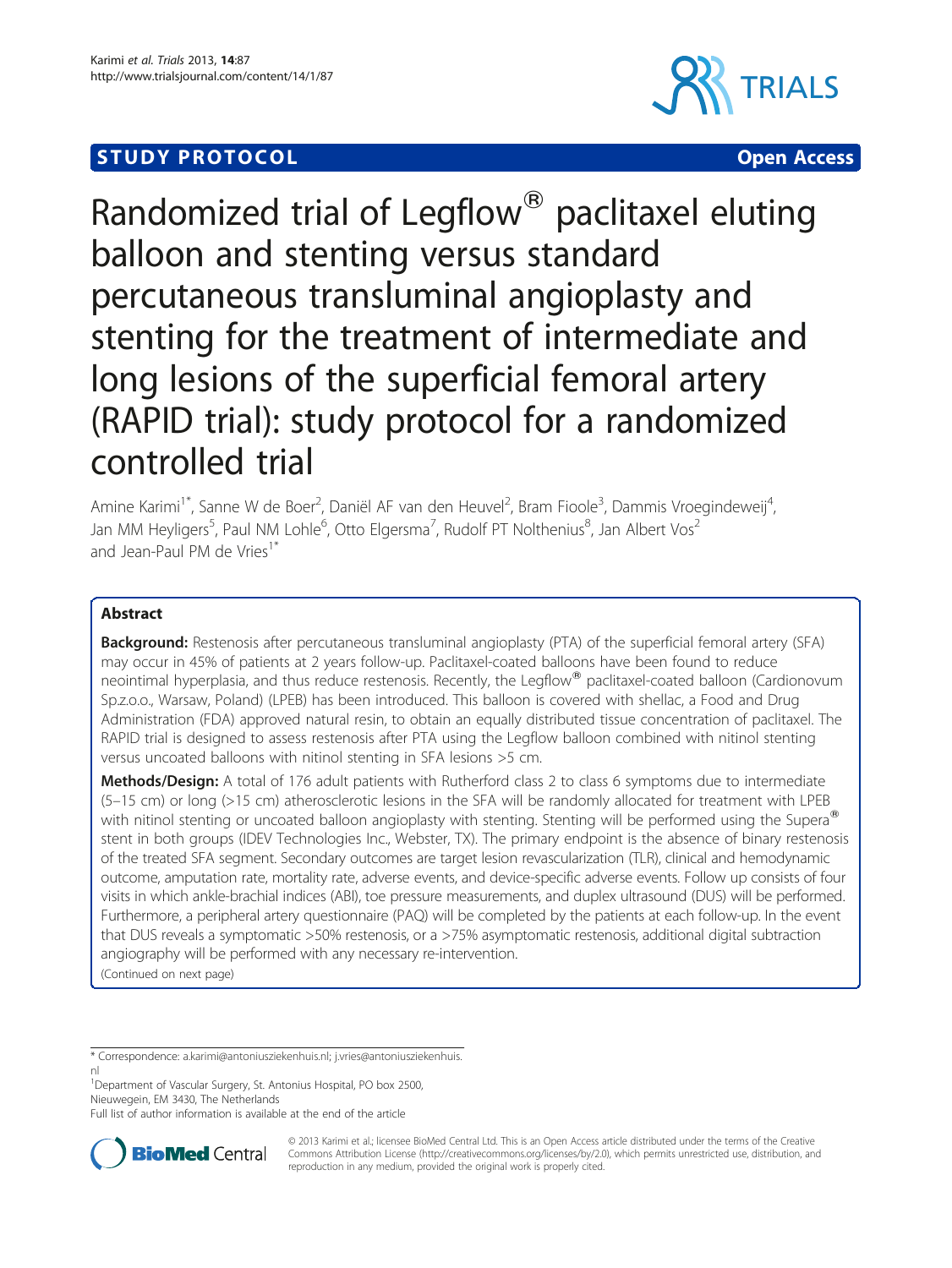STUDY PROTOCOL

Open Access

# Randomized trial of Legflow® paclitaxel eluting balloon and stenting versus standard percutaneous transluminal angioplasty and stenting for the treatment of intermediate and long lesions of the superficial femoral artery (RAPID trial): study protocol for a randomized controlled trial

Amine Karimi[1*], Sanne W de Boer[2], Daniël AF van den Heuvel[2], Bram Fioole[3], Dammis Vroegindeweij[4], Jan MM Heyligers[5], Paul NM Lohle[6], Otto Elgersma[7], Rudolf PT Nolthenius[8], Jan Albert Vos[2] and Jean-Paul PM de Vries[1*]

## Abstract

**Background:** Restenosis after percutaneous transluminal angioplasty (PTA) of the superficial femoral artery (SFA) may occur in 45% of patients at 2 years follow-up. Paclitaxel-coated balloons have been found to reduce neointimal hyperplasia, and thus reduce restenosis. Recently, the Legflow® paclitaxel-coated balloon (Cardionovum Sp.z.o.o., Warsaw, Poland) (LPEB) has been introduced. This balloon is covered with shellac, a Food and Drug Administration (FDA) approved natural resin, to obtain an equally distributed tissue concentration of paclitaxel. The RAPID trial is designed to assess restenosis after PTA using the Legflow balloon combined with nitinol stenting versus uncoated balloons with nitinol stenting in SFA lesions >5 cm.

**Methods/Design:** A total of 176 adult patients with Rutherford class 2 to class 6 symptoms due to intermediate (5–15 cm) or long (>15 cm) atherosclerotic lesions in the SFA will be randomly allocated for treatment with LPEB with nitinol stenting or uncoated balloon angioplasty with stenting. Stenting will be performed using the Supera® stent in both groups (IDEV Technologies Inc., Webster, TX). The primary endpoint is the absence of binary restenosis of the treated SFA segment. Secondary outcomes are target lesion revascularization (TLR), clinical and hemodynamic outcome, amputation rate, mortality rate, adverse events, and device-specific adverse events. Follow up consists of four visits in which ankle-brachial indices (ABI), toe pressure measurements, and duplex ultrasound (DUS) will be performed. Furthermore, a peripheral artery questionnaire (PAQ) will be completed by the patients at each follow-up. In the event that DUS reveals a symptomatic >50% restenosis, or a >75% asymptomatic restenosis, additional digital subtraction angiography will be performed with any necessary re-intervention.

(Continued on next page)

* Correspondence: a.karimi@antoniusziekenhuis.nl; j.vries@antoniusziekenhuis.nl

[1]Department of Vascular Surgery, St. Antonius Hospital, PO box 2500, Nieuwegein, EM 3430, The Netherlands

Full list of author information is available at the end of the article

© 2013 Karimi et al.; licensee BioMed Central Ltd. This is an Open Access article distributed under the terms of the Creative Commons Attribution License (http://creativecommons.org/licenses/by/2.0), which permits unrestricted use, distribution, and reproduction in any medium, provided the original work is properly cited.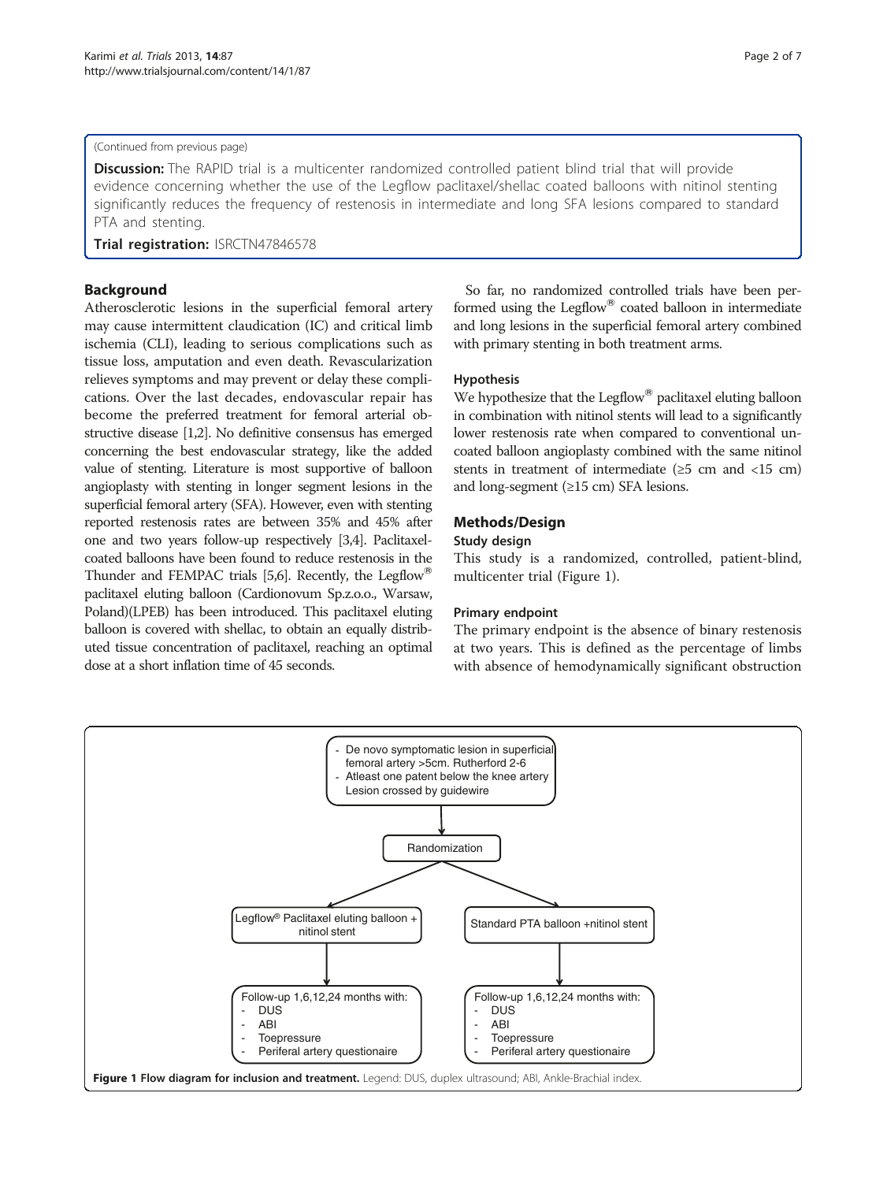(Continued from previous page)

**Discussion:** The RAPID trial is a multicenter randomized controlled patient blind trial that will provide evidence concerning whether the use of the Legflow paclitaxel/shellac coated balloons with nitinol stenting significantly reduces the frequency of restenosis in intermediate and long SFA lesions compared to standard PTA and stenting.

**Trial registration:** ISRCTN47846578

## Background

Atherosclerotic lesions in the superficial femoral artery may cause intermittent claudication (IC) and critical limb ischemia (CLI), leading to serious complications such as tissue loss, amputation and even death. Revascularization relieves symptoms and may prevent or delay these complications. Over the last decades, endovascular repair has become the preferred treatment for femoral arterial obstructive disease [1,2]. No definitive consensus has emerged concerning the best endovascular strategy, like the added value of stenting. Literature is most supportive of balloon angioplasty with stenting in longer segment lesions in the superficial femoral artery (SFA). However, even with stenting reported restenosis rates are between 35% and 45% after one and two years follow-up respectively [3,4]. Paclitaxel-coated balloons have been found to reduce restenosis in the Thunder and FEMPAC trials [5,6]. Recently, the Legflow® paclitaxel eluting balloon (Cardionovum Sp.z.o.o., Warsaw, Poland)(LPEB) has been introduced. This paclitaxel eluting balloon is covered with shellac, to obtain an equally distributed tissue concentration of paclitaxel, reaching an optimal dose at a short inflation time of 45 seconds.

So far, no randomized controlled trials have been performed using the Legflow® coated balloon in intermediate and long lesions in the superficial femoral artery combined with primary stenting in both treatment arms.

### Hypothesis

We hypothesize that the Legflow® paclitaxel eluting balloon in combination with nitinol stents will lead to a significantly lower restenosis rate when compared to conventional uncoated balloon angioplasty combined with the same nitinol stents in treatment of intermediate (≥5 cm and <15 cm) and long-segment (≥15 cm) SFA lesions.

## Methods/Design

### Study design

This study is a randomized, controlled, patient-blind, multicenter trial (Figure 1).

### Primary endpoint

The primary endpoint is the absence of binary restenosis at two years. This is defined as the percentage of limbs with absence of hemodynamically significant obstruction

- De novo symptomatic lesion in superficial femoral artery >5cm. Rutherford 2-6
- Atleast one patent below the knee artery
Lesion crossed by guidewire

Randomization

Legflow® Paclitaxel eluting balloon + nitinol stent | Standard PTA balloon +nitinol stent

Follow-up 1,6,12,24 months with:
- DUS
- ABI
- Toepressure
- Periferal artery questionaire

Follow-up 1,6,12,24 months with:
- DUS
- ABI
- Toepressure
- Periferal artery questionaire

**Figure 1 Flow diagram for inclusion and treatment.** Legend: DUS, duplex ultrasound; ABI, Ankle-Brachial index.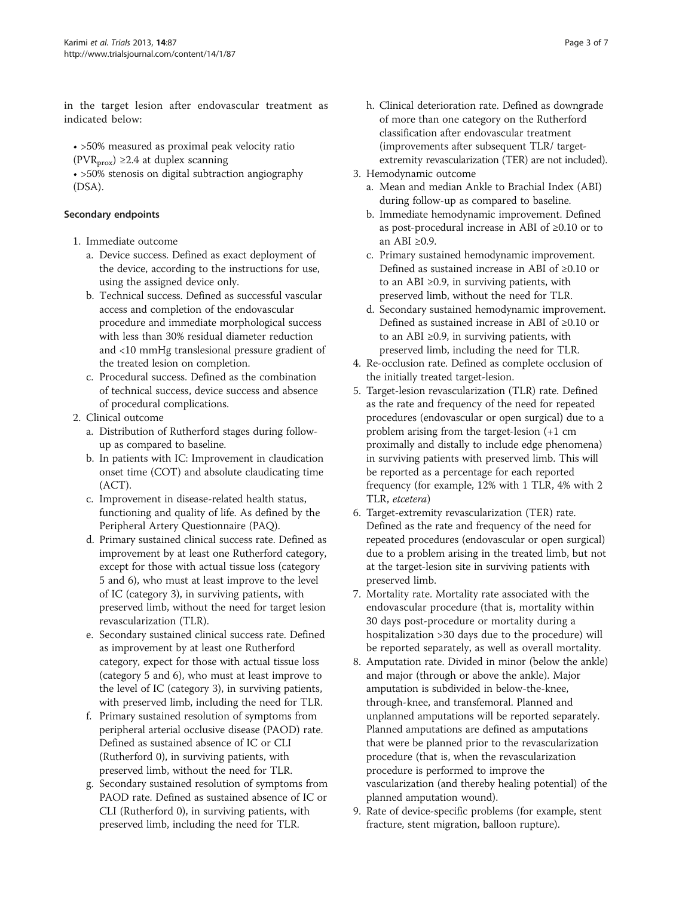in the target lesion after endovascular treatment as indicated below:

- >50% measured as proximal peak velocity ratio ($PVR_{prox}$) ≥2.4 at duplex scanning
- >50% stenosis on digital subtraction angiography (DSA).

### Secondary endpoints

1. Immediate outcome
   a. Device success. Defined as exact deployment of the device, according to the instructions for use, using the assigned device only.
   b. Technical success. Defined as successful vascular access and completion of the endovascular procedure and immediate morphological success with less than 30% residual diameter reduction and <10 mmHg translesional pressure gradient of the treated lesion on completion.
   c. Procedural success. Defined as the combination of technical success, device success and absence of procedural complications.
2. Clinical outcome
   a. Distribution of Rutherford stages during follow-up as compared to baseline.
   b. In patients with IC: Improvement in claudication onset time (COT) and absolute claudicating time (ACT).
   c. Improvement in disease-related health status, functioning and quality of life. As defined by the Peripheral Artery Questionnaire (PAQ).
   d. Primary sustained clinical success rate. Defined as improvement by at least one Rutherford category, except for those with actual tissue loss (category 5 and 6), who must at least improve to the level of IC (category 3), in surviving patients, with preserved limb, without the need for target lesion revascularization (TLR).
   e. Secondary sustained clinical success rate. Defined as improvement by at least one Rutherford category, expect for those with actual tissue loss (category 5 and 6), who must at least improve to the level of IC (category 3), in surviving patients, with preserved limb, including the need for TLR.
   f. Primary sustained resolution of symptoms from peripheral arterial occlusive disease (PAOD) rate. Defined as sustained absence of IC or CLI (Rutherford 0), in surviving patients, with preserved limb, without the need for TLR.
   g. Secondary sustained resolution of symptoms from PAOD rate. Defined as sustained absence of IC or CLI (Rutherford 0), in surviving patients, with preserved limb, including the need for TLR.
   h. Clinical deterioration rate. Defined as downgrade of more than one category on the Rutherford classification after endovascular treatment (improvements after subsequent TLR/ target-extremity revascularization (TER) are not included).
3. Hemodynamic outcome
   a. Mean and median Ankle to Brachial Index (ABI) during follow-up as compared to baseline.
   b. Immediate hemodynamic improvement. Defined as post-procedural increase in ABI of ≥0.10 or to an ABI ≥0.9.
   c. Primary sustained hemodynamic improvement. Defined as sustained increase in ABI of ≥0.10 or to an ABI ≥0.9, in surviving patients, with preserved limb, without the need for TLR.
   d. Secondary sustained hemodynamic improvement. Defined as sustained increase in ABI of ≥0.10 or to an ABI ≥0.9, in surviving patients, with preserved limb, including the need for TLR.
4. Re-occlusion rate. Defined as complete occlusion of the initially treated target-lesion.
5. Target-lesion revascularization (TLR) rate. Defined as the rate and frequency of the need for repeated procedures (endovascular or open surgical) due to a problem arising from the target-lesion (+1 cm proximally and distally to include edge phenomena) in surviving patients with preserved limb. This will be reported as a percentage for each reported frequency (for example, 12% with 1 TLR, 4% with 2 TLR, *etcetera*)
6. Target-extremity revascularization (TER) rate. Defined as the rate and frequency of the need for repeated procedures (endovascular or open surgical) due to a problem arising in the treated limb, but not at the target-lesion site in surviving patients with preserved limb.
7. Mortality rate. Mortality rate associated with the endovascular procedure (that is, mortality within 30 days post-procedure or mortality during a hospitalization >30 days due to the procedure) will be reported separately, as well as overall mortality.
8. Amputation rate. Divided in minor (below the ankle) and major (through or above the ankle). Major amputation is subdivided in below-the-knee, through-knee, and transfemoral. Planned and unplanned amputations will be reported separately. Planned amputations are defined as amputations that were be planned prior to the revascularization procedure (that is, when the revascularization procedure is performed to improve the vascularization (and thereby healing potential) of the planned amputation wound).
9. Rate of device-specific problems (for example, stent fracture, stent migration, balloon rupture).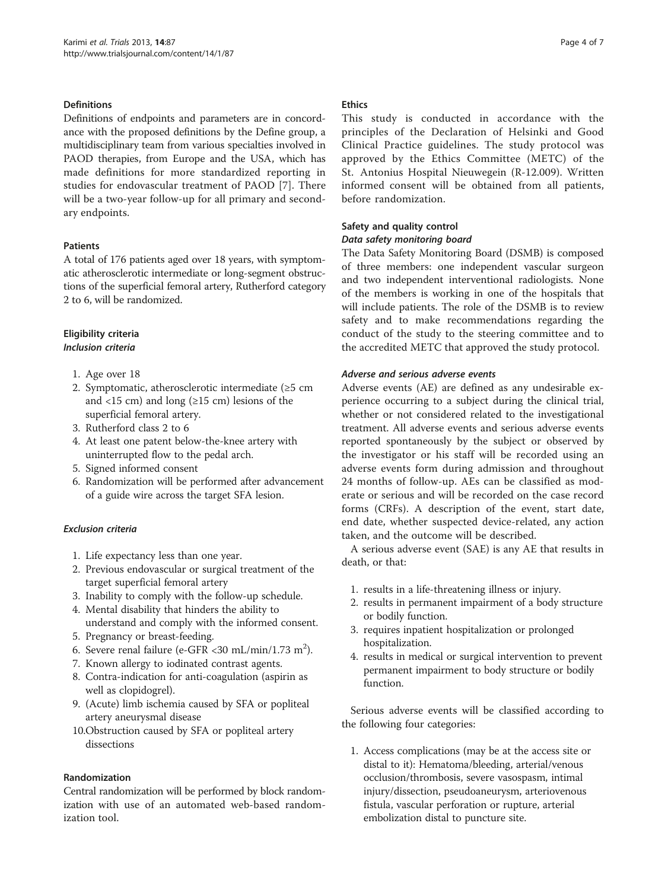### Definitions

Definitions of endpoints and parameters are in concordance with the proposed definitions by the Define group, a multidisciplinary team from various specialties involved in PAOD therapies, from Europe and the USA, which has made definitions for more standardized reporting in studies for endovascular treatment of PAOD [7]. There will be a two-year follow-up for all primary and secondary endpoints.

### Patients

A total of 176 patients aged over 18 years, with symptomatic atherosclerotic intermediate or long-segment obstructions of the superficial femoral artery, Rutherford category 2 to 6, will be randomized.

### Eligibility criteria

#### *Inclusion criteria*

1. Age over 18
2. Symptomatic, atherosclerotic intermediate (≥5 cm and <15 cm) and long (≥15 cm) lesions of the superficial femoral artery.
3. Rutherford class 2 to 6
4. At least one patent below-the-knee artery with uninterrupted flow to the pedal arch.
5. Signed informed consent
6. Randomization will be performed after advancement of a guide wire across the target SFA lesion.

#### *Exclusion criteria*

1. Life expectancy less than one year.
2. Previous endovascular or surgical treatment of the target superficial femoral artery
3. Inability to comply with the follow-up schedule.
4. Mental disability that hinders the ability to understand and comply with the informed consent.
5. Pregnancy or breast-feeding.
6. Severe renal failure (e-GFR <30 mL/min/1.73 $m^2$).
7. Known allergy to iodinated contrast agents.
8. Contra-indication for anti-coagulation (aspirin as well as clopidogrel).
9. (Acute) limb ischemia caused by SFA or popliteal artery aneurysmal disease
10. Obstruction caused by SFA or popliteal artery dissections

### Randomization

Central randomization will be performed by block randomization with use of an automated web-based randomization tool.

### Ethics

This study is conducted in accordance with the principles of the Declaration of Helsinki and Good Clinical Practice guidelines. The study protocol was approved by the Ethics Committee (METC) of the St. Antonius Hospital Nieuwegein (R-12.009). Written informed consent will be obtained from all patients, before randomization.

### Safety and quality control

#### *Data safety monitoring board*

The Data Safety Monitoring Board (DSMB) is composed of three members: one independent vascular surgeon and two independent interventional radiologists. None of the members is working in one of the hospitals that will include patients. The role of the DSMB is to review safety and to make recommendations regarding the conduct of the study to the steering committee and to the accredited METC that approved the study protocol.

#### *Adverse and serious adverse events*

Adverse events (AE) are defined as any undesirable experience occurring to a subject during the clinical trial, whether or not considered related to the investigational treatment. All adverse events and serious adverse events reported spontaneously by the subject or observed by the investigator or his staff will be recorded using an adverse events form during admission and throughout 24 months of follow-up. AEs can be classified as moderate or serious and will be recorded on the case record forms (CRFs). A description of the event, start date, end date, whether suspected device-related, any action taken, and the outcome will be described.

A serious adverse event (SAE) is any AE that results in death, or that:

1. results in a life-threatening illness or injury.
2. results in permanent impairment of a body structure or bodily function.
3. requires inpatient hospitalization or prolonged hospitalization.
4. results in medical or surgical intervention to prevent permanent impairment to body structure or bodily function.

Serious adverse events will be classified according to the following four categories:

1. Access complications (may be at the access site or distal to it): Hematoma/bleeding, arterial/venous occlusion/thrombosis, severe vasospasm, intimal injury/dissection, pseudoaneurysm, arteriovenous fistula, vascular perforation or rupture, arterial embolization distal to puncture site.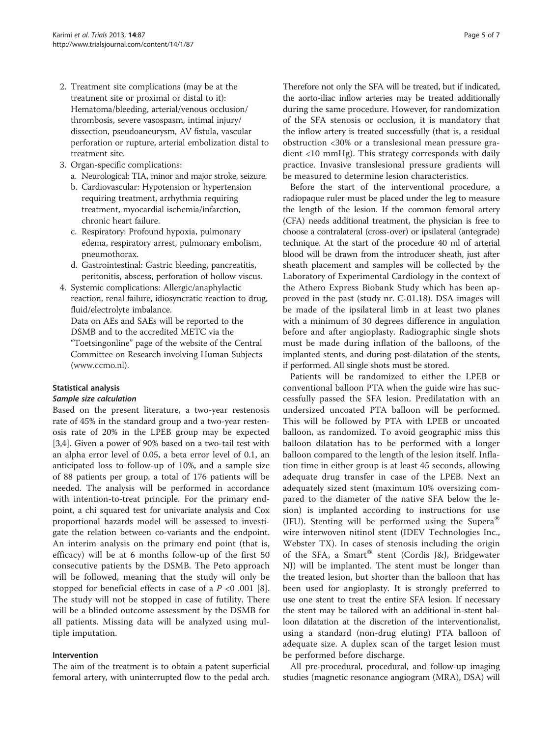2. Treatment site complications (may be at the treatment site or proximal or distal to it): Hematoma/bleeding, arterial/venous occlusion/ thrombosis, severe vasospasm, intimal injury/ dissection, pseudoaneurysm, AV fistula, vascular perforation or rupture, arterial embolization distal to treatment site.
3. Organ-specific complications:
   a. Neurological: TIA, minor and major stroke, seizure.
   b. Cardiovascular: Hypotension or hypertension requiring treatment, arrhythmia requiring treatment, myocardial ischemia/infarction, chronic heart failure.
   c. Respiratory: Profound hypoxia, pulmonary edema, respiratory arrest, pulmonary embolism, pneumothorax.
   d. Gastrointestinal: Gastric bleeding, pancreatitis, peritonitis, abscess, perforation of hollow viscus.
4. Systemic complications: Allergic/anaphylactic reaction, renal failure, idiosyncratic reaction to drug, fluid/electrolyte imbalance.

   Data on AEs and SAEs will be reported to the DSMB and to the accredited METC via the "Toetsingonline" page of the website of the Central Committee on Research involving Human Subjects (www.ccmo.nl).

## Statistical analysis

### *Sample size calculation*

Based on the present literature, a two-year restenosis rate of 45% in the standard group and a two-year restenosis rate of 20% in the LPEB group may be expected [3,4]. Given a power of 90% based on a two-tail test with an alpha error level of 0.05, a beta error level of 0.1, an anticipated loss to follow-up of 10%, and a sample size of 88 patients per group, a total of 176 patients will be needed. The analysis will be performed in accordance with intention-to-treat principle. For the primary endpoint, a chi squared test for univariate analysis and Cox proportional hazards model will be assessed to investigate the relation between co-variants and the endpoint. An interim analysis on the primary end point (that is, efficacy) will be at 6 months follow-up of the first 50 consecutive patients by the DSMB. The Peto approach will be followed, meaning that the study will only be stopped for beneficial effects in case of a $P < 0.001$ [8]. The study will not be stopped in case of futility. There will be a blinded outcome assessment by the DSMB for all patients. Missing data will be analyzed using multiple imputation.

## Intervention

The aim of the treatment is to obtain a patent superficial femoral artery, with uninterrupted flow to the pedal arch. Therefore not only the SFA will be treated, but if indicated, the aorto-iliac inflow arteries may be treated additionally during the same procedure. However, for randomization of the SFA stenosis or occlusion, it is mandatory that the inflow artery is treated successfully (that is, a residual obstruction <30% or a translesional mean pressure gradient <10 mmHg). This strategy corresponds with daily practice. Invasive translesional pressure gradients will be measured to determine lesion characteristics.

Before the start of the interventional procedure, a radiopaque ruler must be placed under the leg to measure the length of the lesion. If the common femoral artery (CFA) needs additional treatment, the physician is free to choose a contralateral (cross-over) or ipsilateral (antegrade) technique. At the start of the procedure 40 ml of arterial blood will be drawn from the introducer sheath, just after sheath placement and samples will be collected by the Laboratory of Experimental Cardiology in the context of the Athero Express Biobank Study which has been approved in the past (study nr. C-01.18). DSA images will be made of the ipsilateral limb in at least two planes with a minimum of 30 degrees difference in angulation before and after angioplasty. Radiographic single shots must be made during inflation of the balloons, of the implanted stents, and during post-dilatation of the stents, if performed. All single shots must be stored.

Patients will be randomized to either the LPEB or conventional balloon PTA when the guide wire has successfully passed the SFA lesion. Predilatation with an undersized uncoated PTA balloon will be performed. This will be followed by PTA with LPEB or uncoated balloon, as randomized. To avoid geographic miss this balloon dilatation has to be performed with a longer balloon compared to the length of the lesion itself. Inflation time in either group is at least 45 seconds, allowing adequate drug transfer in case of the LPEB. Next an adequately sized stent (maximum 10% oversizing compared to the diameter of the native SFA below the lesion) is implanted according to instructions for use (IFU). Stenting will be performed using the Supera® wire interwoven nitinol stent (IDEV Technologies Inc., Webster TX). In cases of stenosis including the origin of the SFA, a Smart® stent (Cordis J&J, Bridgewater NJ) will be implanted. The stent must be longer than the treated lesion, but shorter than the balloon that has been used for angioplasty. It is strongly preferred to use one stent to treat the entire SFA lesion. If necessary the stent may be tailored with an additional in-stent balloon dilatation at the discretion of the interventionalist, using a standard (non-drug eluting) PTA balloon of adequate size. A duplex scan of the target lesion must be performed before discharge.

All pre-procedural, procedural, and follow-up imaging studies (magnetic resonance angiogram (MRA), DSA) will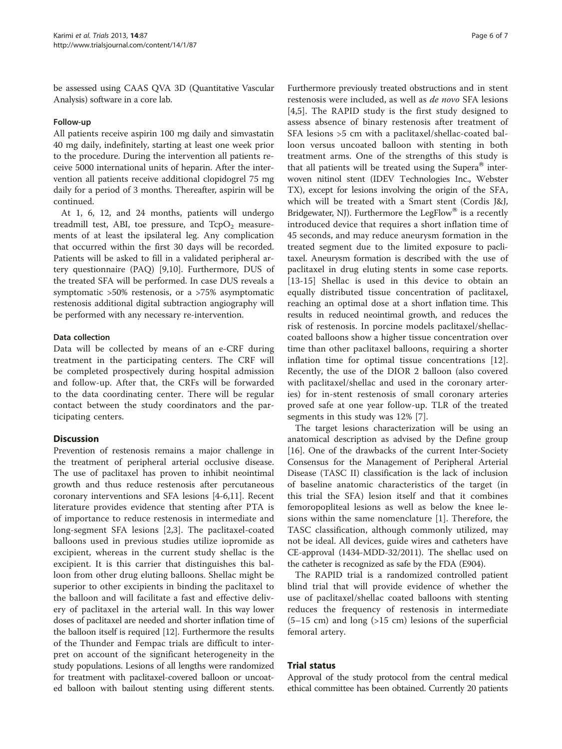be assessed using CAAS QVA 3D (Quantitative Vascular Analysis) software in a core lab.

### Follow-up

All patients receive aspirin 100 mg daily and simvastatin 40 mg daily, indefinitely, starting at least one week prior to the procedure. During the intervention all patients receive 5000 international units of heparin. After the intervention all patients receive additional clopidogrel 75 mg daily for a period of 3 months. Thereafter, aspirin will be continued.

At 1, 6, 12, and 24 months, patients will undergo treadmill test, ABI, toe pressure, and $TcpO_2$ measurements of at least the ipsilateral leg. Any complication that occurred within the first 30 days will be recorded. Patients will be asked to fill in a validated peripheral artery questionnaire (PAQ) [9,10]. Furthermore, DUS of the treated SFA will be performed. In case DUS reveals a symptomatic >50% restenosis, or a >75% asymptomatic restenosis additional digital subtraction angiography will be performed with any necessary re-intervention.

### Data collection

Data will be collected by means of an e-CRF during treatment in the participating centers. The CRF will be completed prospectively during hospital admission and follow-up. After that, the CRFs will be forwarded to the data coordinating center. There will be regular contact between the study coordinators and the participating centers.

## Discussion

Prevention of restenosis remains a major challenge in the treatment of peripheral arterial occlusive disease. The use of paclitaxel has proven to inhibit neointimal growth and thus reduce restenosis after percutaneous coronary interventions and SFA lesions [4-6,11]. Recent literature provides evidence that stenting after PTA is of importance to reduce restenosis in intermediate and long-segment SFA lesions [2,3]. The paclitaxel-coated balloons used in previous studies utilize iopromide as excipient, whereas in the current study shellac is the excipient. It is this carrier that distinguishes this balloon from other drug eluting balloons. Shellac might be superior to other excipients in binding the paclitaxel to the balloon and will facilitate a fast and effective delivery of paclitaxel in the arterial wall. In this way lower doses of paclitaxel are needed and shorter inflation time of the balloon itself is required [12]. Furthermore the results of the Thunder and Fempac trials are difficult to interpret on account of the significant heterogeneity in the study populations. Lesions of all lengths were randomized for treatment with paclitaxel-covered balloon or uncoated balloon with bailout stenting using different stents. Furthermore previously treated obstructions and in stent restenosis were included, as well as *de novo* SFA lesions [4,5]. The RAPID study is the first study designed to assess absence of binary restenosis after treatment of SFA lesions >5 cm with a paclitaxel/shellac-coated balloon versus uncoated balloon with stenting in both treatment arms. One of the strengths of this study is that all patients will be treated using the Supera® interwoven nitinol stent (IDEV Technologies Inc., Webster TX), except for lesions involving the origin of the SFA, which will be treated with a Smart stent (Cordis J&J, Bridgewater, NJ). Furthermore the LegFlow® is a recently introduced device that requires a short inflation time of 45 seconds, and may reduce aneurysm formation in the treated segment due to the limited exposure to paclitaxel. Aneurysm formation is described with the use of paclitaxel in drug eluting stents in some case reports. [13-15] Shellac is used in this device to obtain an equally distributed tissue concentration of paclitaxel, reaching an optimal dose at a short inflation time. This results in reduced neointimal growth, and reduces the risk of restenosis. In porcine models paclitaxel/shellac-coated balloons show a higher tissue concentration over time than other paclitaxel balloons, requiring a shorter inflation time for optimal tissue concentrations [12]. Recently, the use of the DIOR 2 balloon (also covered with paclitaxel/shellac and used in the coronary arteries) for in-stent restenosis of small coronary arteries proved safe at one year follow-up. TLR of the treated segments in this study was 12% [7].

The target lesions characterization will be using an anatomical description as advised by the Define group [16]. One of the drawbacks of the current Inter-Society Consensus for the Management of Peripheral Arterial Disease (TASC II) classification is the lack of inclusion of baseline anatomic characteristics of the target (in this trial the SFA) lesion itself and that it combines femoropopliteal lesions as well as below the knee lesions within the same nomenclature [1]. Therefore, the TASC classification, although commonly utilized, may not be ideal. All devices, guide wires and catheters have CE-approval (1434-MDD-32/2011). The shellac used on the catheter is recognized as safe by the FDA (E904).

The RAPID trial is a randomized controlled patient blind trial that will provide evidence of whether the use of paclitaxel/shellac coated balloons with stenting reduces the frequency of restenosis in intermediate (5–15 cm) and long (>15 cm) lesions of the superficial femoral artery.

## Trial status

Approval of the study protocol from the central medical ethical committee has been obtained. Currently 20 patients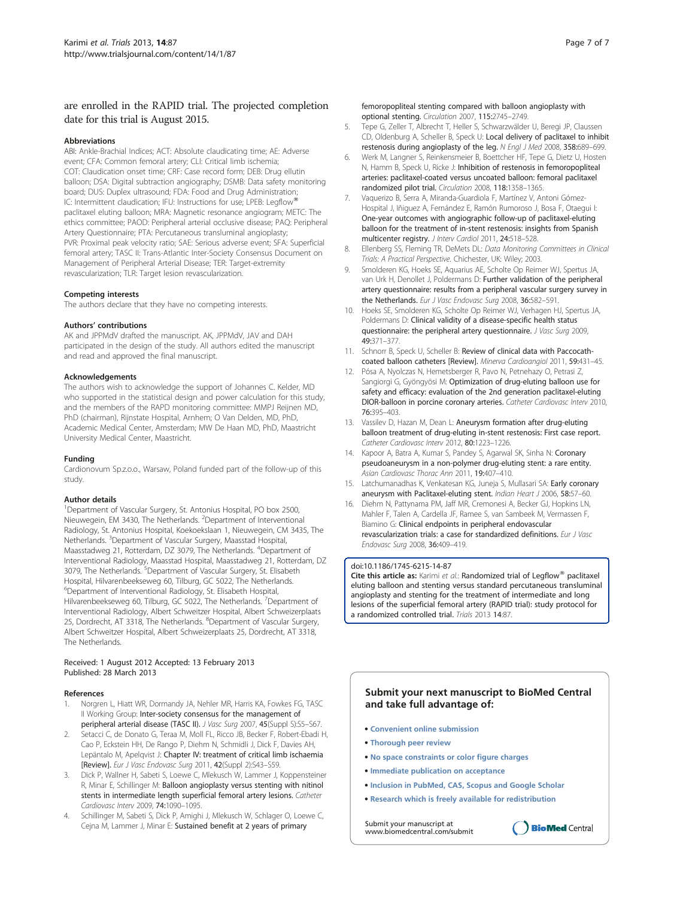are enrolled in the RAPID trial. The projected completion date for this trial is August 2015.

### Abbreviations

ABI: Ankle-Brachial Indices; ACT: Absolute claudicating time; AE: Adverse event; CFA: Common femoral artery; CLI: Critical limb ischemia; COT: Claudication onset time; CRF: Case record form; DEB: Drug ellutin balloon; DSA: Digital subtraction angiography; DSMB: Data safety monitoring board; DUS: Duplex ultrasound; FDA: Food and Drug Administration; IC: Intermittent claudication; IFU: Instructions for use; LPEB: Legflow® paclitaxel eluting balloon; MRA: Magnetic resonance angiogram; METC: The ethics committee; PAOD: Peripheral arterial occlusive disease; PAQ: Peripheral Artery Questionnaire; PTA: Percutaneous transluminal angioplasty; PVR: Proximal peak velocity ratio; SAE: Serious adverse event; SFA: Superficial femoral artery; TASC II: Trans-Atlantic Inter-Society Consensus Document on Management of Peripheral Arterial Disease; TER: Target-extremity revascularization; TLR: Target lesion revascularization.

### Competing interests

The authors declare that they have no competing interests.

### Authors' contributions

AK and JPPMdV drafted the manuscript. AK, JPPMdV, JAV and DAH participated in the design of the study. All authors edited the manuscript and read and approved the final manuscript.

### Acknowledgements

The authors wish to acknowledge the support of Johannes C. Kelder, MD who supported in the statistical design and power calculation for this study, and the members of the RAPD monitoring committee: MMPJ Reijnen MD, PhD (chairman), Rijnstate Hospital, Arnhem; O Van Delden, MD, PhD, Academic Medical Center, Amsterdam; MW De Haan MD, PhD, Maastricht University Medical Center, Maastricht.

### Funding

Cardionovum Sp.z.o.o., Warsaw, Poland funded part of the follow-up of this study.

### Author details

[1]Department of Vascular Surgery, St. Antonius Hospital, PO box 2500, Nieuwegein, EM 3430, The Netherlands. [2]Department of Interventional Radiology, St. Antonius Hospital, Koekoekslaan 1, Nieuwegein, CM 3435, The Netherlands. [3]Department of Vascular Surgery, Maasstad Hospital, Maasstadweg 21, Rotterdam, DZ 3079, The Netherlands. [4]Department of Interventional Radiology, Maasstad Hospital, Maasstadweg 21, Rotterdam, DZ 3079, The Netherlands. [5]Department of Vascular Surgery, St. Elisabeth Hospital, Hilvarenbeekseweg 60, Tilburg, GC 5022, The Netherlands. [6]Department of Interventional Radiology, St. Elisabeth Hospital, Hilvarenbeekseweg 60, Tilburg, GC 5022, The Netherlands. [7]Department of Interventional Radiology, Albert Schweitzer Hospital, Albert Schweizerplaats 25, Dordrecht, AT 3318, The Netherlands. [8]Department of Vascular Surgery, Albert Schweitzer Hospital, Albert Schweizerplaats 25, Dordrecht, AT 3318, The Netherlands.

Received: 1 August 2012 Accepted: 13 February 2013
Published: 28 March 2013

### References

1. Norgren L, Hiatt WR, Dormandy JA, Nehler MR, Harris KA, Fowkes FG, TASC II Working Group: Inter-society consensus for the management of peripheral arterial disease (TASC II). *J Vasc Surg* 2007, 45(Suppl S):S5–S67.
2. Setacci C, de Donato G, Teraa M, Moll FL, Ricco JB, Becker F, Robert-Ebadi H, Cao P, Eckstein HH, De Rango P, Diehm N, Schmidli J, Dick F, Davies AH, Lepäntalo M, Apelqvist J: Chapter IV: treatment of critical limb ischaemia [Review]. *Eur J Vasc Endovasc Surg* 2011, 42(Suppl 2):S43–S59.
3. Dick P, Wallner H, Sabeti S, Loewe C, Mlekusch W, Lammer J, Koppensteiner R, Minar E, Schillinger M: Balloon angioplasty versus stenting with nitinol stents in intermediate length superficial femoral artery lesions. *Catheter Cardiovasc Interv* 2009, 74:1090–1095.
4. Schillinger M, Sabeti S, Dick P, Amighi J, Mlekusch W, Schlager O, Loewe C, Cejna M, Lammer J, Minar E: Sustained benefit at 2 years of primary femoropopliteal stenting compared with balloon angioplasty with optional stenting. *Circulation* 2007, 115:2745–2749.
5. Tepe G, Zeller T, Albrecht T, Heller S, Schwarzwälder U, Beregi JP, Claussen CD, Oldenburg A, Scheller B, Speck U: Local delivery of paclitaxel to inhibit restenosis during angioplasty of the leg. *N Engl J Med* 2008, 358:689–699.
6. Werk M, Langner S, Reinkensmeier B, Boettcher HF, Tepe G, Dietz U, Hosten N, Hamm B, Speck U, Ricke J: Inhibition of restenosis in femoropopliteal arteries: paclitaxel-coated versus uncoated balloon: femoral paclitaxel randomized pilot trial. *Circulation* 2008, 118:1358–1365.
7. Vaquerizo B, Serra A, Miranda-Guardiola F, Martínez V, Antoni Gómez-Hospital J, Iñiguez A, Fernández E, Ramón Rumoroso J, Bosa F, Otaegui I: One-year outcomes with angiographic follow-up of paclitaxel-eluting balloon for the treatment of in-stent restenosis: insights from Spanish multicenter registry. *J Interv Cardiol* 2011, 24:518–528.
8. Ellenberg SS, Fleming TR, DeMets DL: *Data Monitoring Committees in Clinical Trials: A Practical Perspective*. Chichester, UK: Wiley; 2003.
9. Smolderen KG, Hoeks SE, Aquarius AE, Scholte Op Reimer WJ, Spertus JA, van Urk H, Denollet J, Poldermans D: Further validation of the peripheral artery questionnaire: results from a peripheral vascular surgery survey in the Netherlands. *Eur J Vasc Endovasc Surg* 2008, 36:582–591.
10. Hoeks SE, Smolderen KG, Scholte Op Reimer WJ, Verhagen HJ, Spertus JA, Poldermans D: Clinical validity of a disease-specific health status questionnaire: the peripheral artery questionnaire. *J Vasc Surg* 2009, 49:371–377.
11. Schnorr B, Speck U, Scheller B: Review of clinical data with Paccocath-coated balloon catheters [Review]. *Minerva Cardioangiol* 2011, 59:431–45.
12. Pósa A, Nyolczas N, Hemetsberger R, Pavo N, Petnehazy O, Petrasi Z, Sangiorgi G, Gyöngyösi M: Optimization of drug-eluting balloon use for safety and efficacy: evaluation of the 2nd generation paclitaxel-eluting DIOR-balloon in porcine coronary arteries. *Catheter Cardiovasc Interv* 2010, 76:395–403.
13. Vassilev D, Hazan M, Dean L: Aneurysm formation after drug-eluting balloon treatment of drug-eluting in-stent restenosis: First case report. *Catheter Cardiovasc Interv* 2012, 80:1223–1226.
14. Kapoor A, Batra A, Kumar S, Pandey S, Agarwal SK, Sinha N: Coronary pseudoaneurysm in a non-polymer drug-eluting stent: a rare entity. *Asian Cardiovasc Thorac Ann* 2011, 19:407–410.
15. Latchumanadhas K, Venkatesan KG, Juneja S, Mullasari SA: Early coronary aneurysm with Paclitaxel-eluting stent. *Indian Heart J* 2006, 58:57–60.
16. Diehm N, Pattynama PM, Jaff MR, Cremonesi A, Becker GJ, Hopkins LN, Mahler F, Talen A, Cardella JF, Ramee S, van Sambeek M, Vermassen F, Biamino G: Clinical endpoints in peripheral endovascular revascularization trials: a case for standardized definitions. *Eur J Vasc Endovasc Surg* 2008, 36:409–419.

doi:10.1186/1745-6215-14-87

**Cite this article as:** Karimi *et al.*: Randomized trial of Legflow® paclitaxel eluting balloon and stenting versus standard percutaneous transluminal angioplasty and stenting for the treatment of intermediate and long lesions of the superficial femoral artery (RAPID trial): study protocol for a randomized controlled trial. *Trials* 2013 14:87.

**Submit your next manuscript to BioMed Central and take full advantage of:**

- Convenient online submission
- Thorough peer review
- No space constraints or color figure charges
- Immediate publication on acceptance
- Inclusion in PubMed, CAS, Scopus and Google Scholar
- Research which is freely available for redistribution

Submit your manuscript at www.biomedcentral.com/submit

BioMed Central